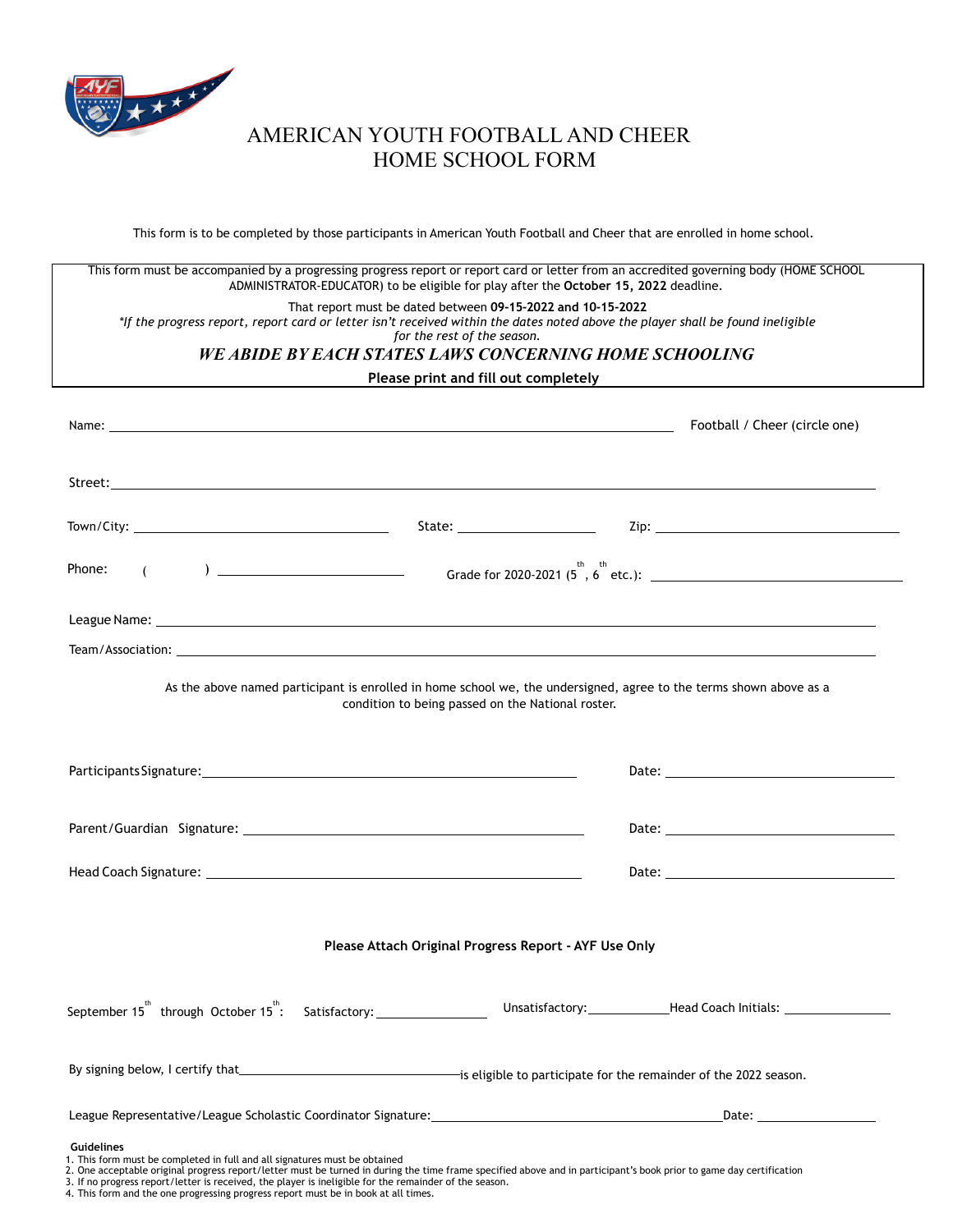# AMERICAN YOUTH FOOTBALL AND CHEER
# HOME SCHOOL FORM

This form is to be completed by those participants in American Youth Football and Cheer that are enrolled in home school.

This form must be accompanied by a progressing progress report or report card or letter from an accredited governing body (HOME SCHOOL ADMINISTRATOR-EDUCATOR) to be eligible for play after the **October 15, 2022** deadline.

That report must be dated between **09-15-2022 and 10-15-2022**

*\*If the progress report, report card or letter isn't received within the dates noted above the player shall be found ineligible for the rest of the season.*

***WE ABIDE BY EACH STATES LAWS CONCERNING HOME SCHOOLING***

**Please print and fill out completely**

Name: ______________________________ Football / Cheer (circle one)

Street: ______________________________

Town/City: ______________ State: ______________ Zip: ______________

Phone: ( ) ______________ Grade for 2020-2021 (5th, 6th etc.): ______________

League Name: ______________________________

Team/Association: ______________________________

As the above named participant is enrolled in home school we, the undersigned, agree to the terms shown above as a condition to being passed on the National roster.

Participants Signature: ______________________________ Date: ______________

Parent/Guardian Signature: ______________________________ Date: ______________

Head Coach Signature: ______________________________ Date: ______________

**Please Attach Original Progress Report - AYF Use Only**

September 15th through October 15th: Satisfactory: ______________ Unsatisfactory: ______________ Head Coach Initials: ______________

By signing below, I certify that ______________________________ is eligible to participate for the remainder of the 2022 season.

League Representative/League Scholastic Coordinator Signature: ______________________________ Date: ______________

**Guidelines**

1. This form must be completed in full and all signatures must be obtained
2. One acceptable original progress report/letter must be turned in during the time frame specified above and in participant's book prior to game day certification
3. If no progress report/letter is received, the player is ineligible for the remainder of the season.
4. This form and the one progressing progress report must be in book at all times.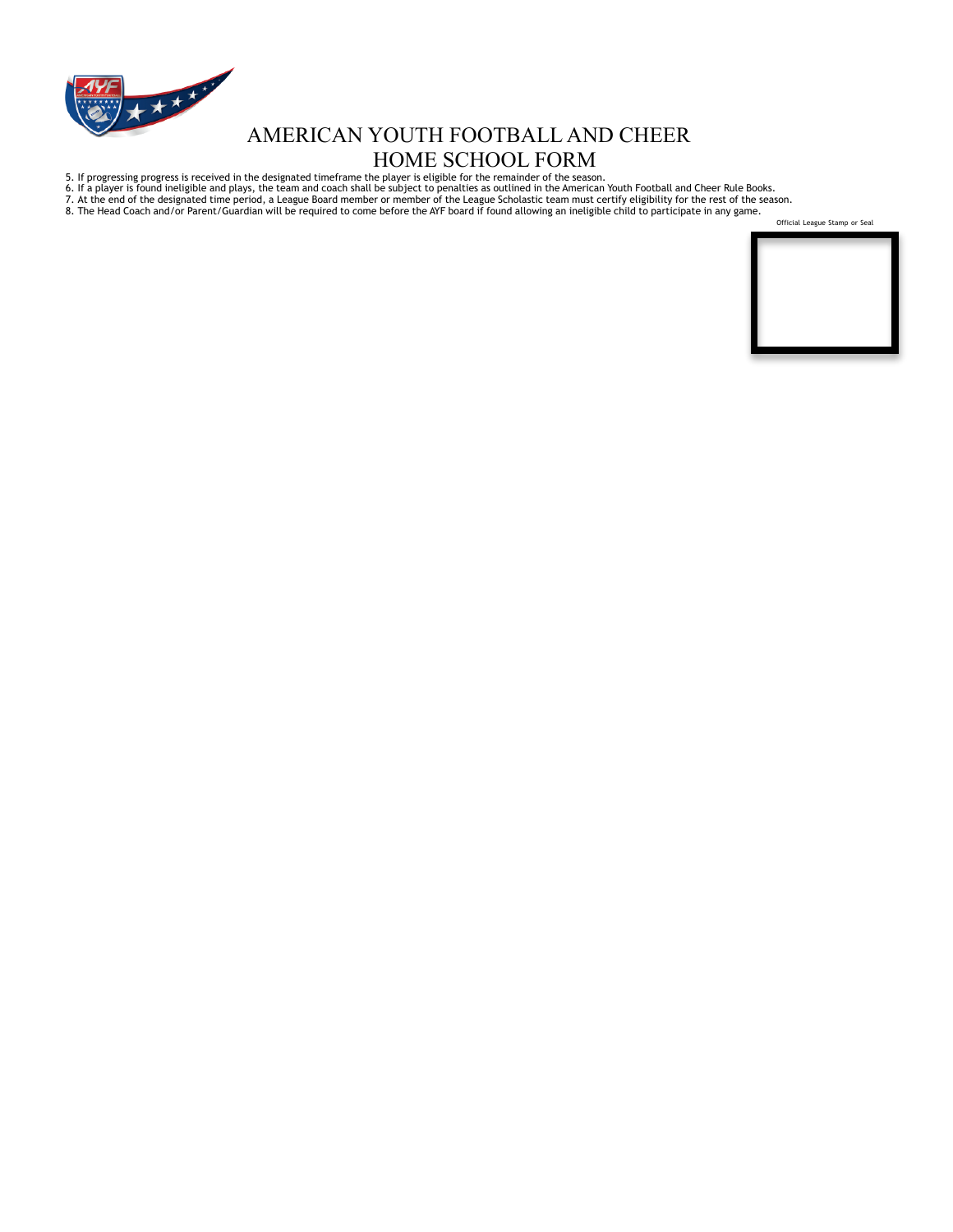# AMERICAN YOUTH FOOTBALL AND CHEER
# HOME SCHOOL FORM

5. If progressing progress is received in the designated timeframe the player is eligible for the remainder of the season.
6. If a player is found ineligible and plays, the team and coach shall be subject to penalties as outlined in the American Youth Football and Cheer Rule Books.
7. At the end of the designated time period, a League Board member or member of the League Scholastic team must certify eligibility for the rest of the season.
8. The Head Coach and/or Parent/Guardian will be required to come before the AYF board if found allowing an ineligible child to participate in any game.

Official League Stamp or Seal